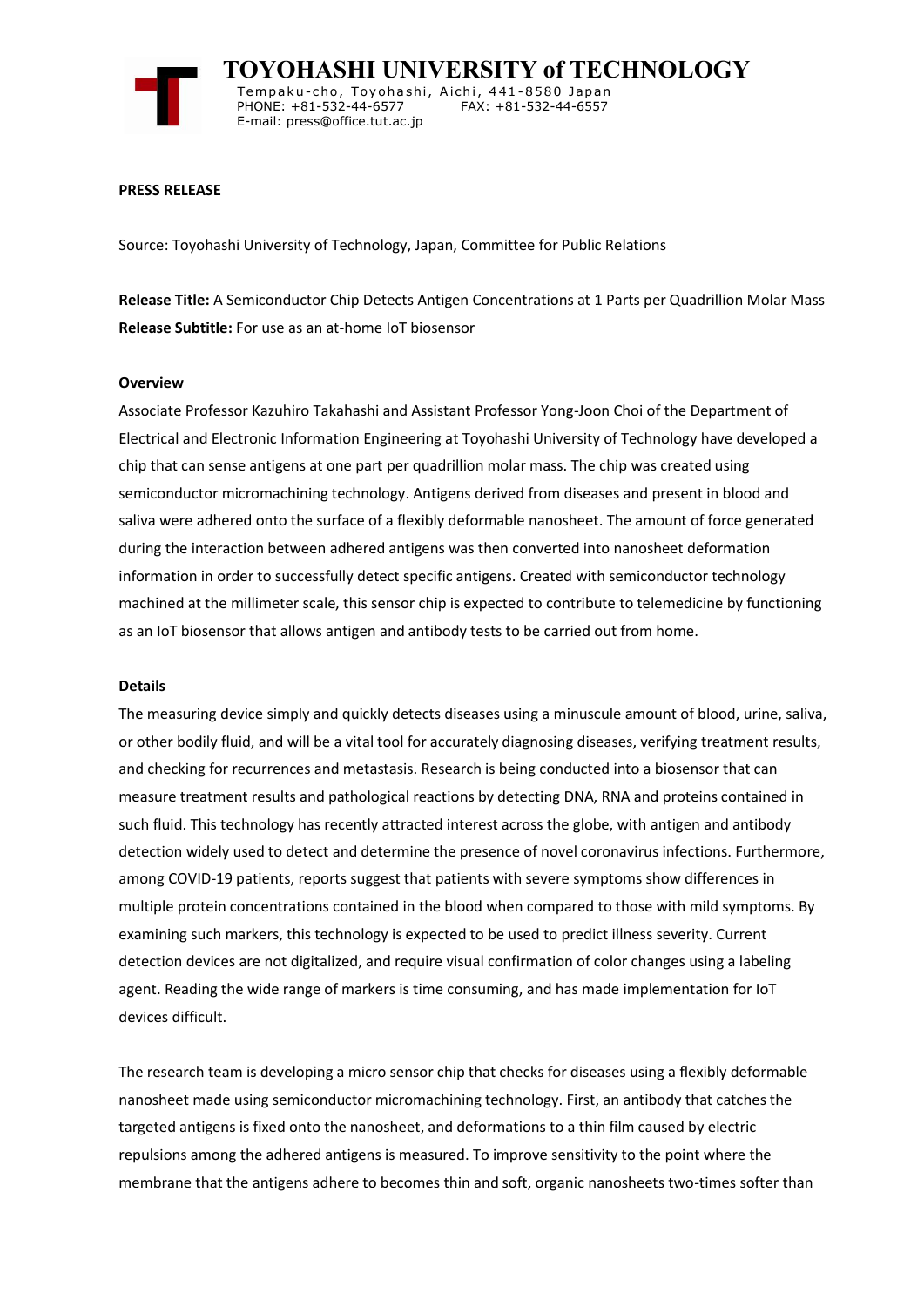# TOYOHASHI UNIVERSITY of TECHNOLOGY

Tempaku-cho, Toyohashi, Aichi, 441-8580 Japan
PHONE: +81-532-44-6577 FAX: +81-532-44-6557
E-mail: press@office.tut.ac.jp

**PRESS RELEASE**

Source: Toyohashi University of Technology, Japan, Committee for Public Relations

**Release Title:** A Semiconductor Chip Detects Antigen Concentrations at 1 Parts per Quadrillion Molar Mass
**Release Subtitle:** For use as an at-home IoT biosensor

**Overview**

Associate Professor Kazuhiro Takahashi and Assistant Professor Yong-Joon Choi of the Department of Electrical and Electronic Information Engineering at Toyohashi University of Technology have developed a chip that can sense antigens at one part per quadrillion molar mass. The chip was created using semiconductor micromachining technology. Antigens derived from diseases and present in blood and saliva were adhered onto the surface of a flexibly deformable nanosheet. The amount of force generated during the interaction between adhered antigens was then converted into nanosheet deformation information in order to successfully detect specific antigens. Created with semiconductor technology machined at the millimeter scale, this sensor chip is expected to contribute to telemedicine by functioning as an IoT biosensor that allows antigen and antibody tests to be carried out from home.

**Details**

The measuring device simply and quickly detects diseases using a minuscule amount of blood, urine, saliva, or other bodily fluid, and will be a vital tool for accurately diagnosing diseases, verifying treatment results, and checking for recurrences and metastasis. Research is being conducted into a biosensor that can measure treatment results and pathological reactions by detecting DNA, RNA and proteins contained in such fluid. This technology has recently attracted interest across the globe, with antigen and antibody detection widely used to detect and determine the presence of novel coronavirus infections. Furthermore, among COVID-19 patients, reports suggest that patients with severe symptoms show differences in multiple protein concentrations contained in the blood when compared to those with mild symptoms. By examining such markers, this technology is expected to be used to predict illness severity. Current detection devices are not digitalized, and require visual confirmation of color changes using a labeling agent. Reading the wide range of markers is time consuming, and has made implementation for IoT devices difficult.

The research team is developing a micro sensor chip that checks for diseases using a flexibly deformable nanosheet made using semiconductor micromachining technology. First, an antibody that catches the targeted antigens is fixed onto the nanosheet, and deformations to a thin film caused by electric repulsions among the adhered antigens is measured. To improve sensitivity to the point where the membrane that the antigens adhere to becomes thin and soft, organic nanosheets two-times softer than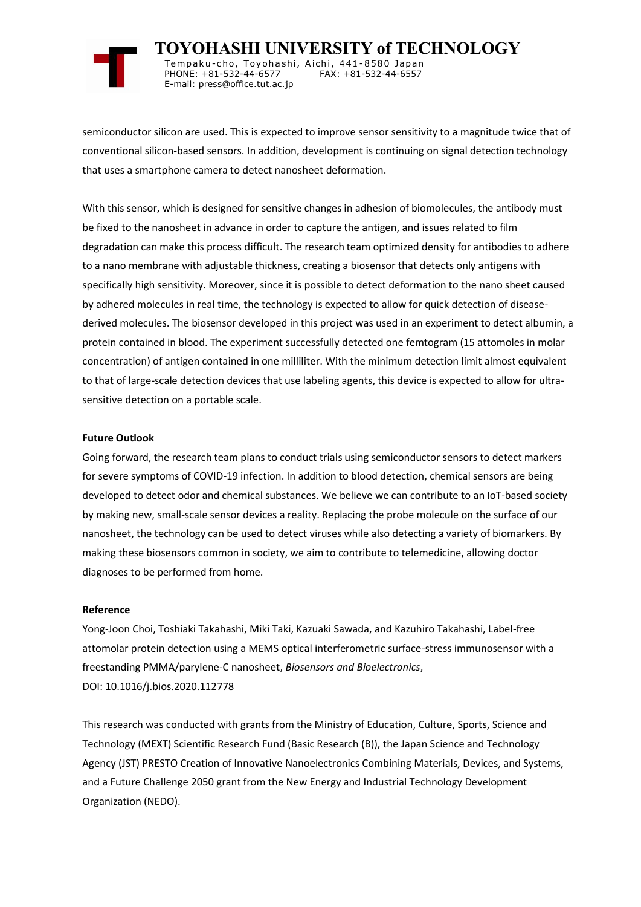semiconductor silicon are used. This is expected to improve sensor sensitivity to a magnitude twice that of conventional silicon-based sensors. In addition, development is continuing on signal detection technology that uses a smartphone camera to detect nanosheet deformation.

With this sensor, which is designed for sensitive changes in adhesion of biomolecules, the antibody must be fixed to the nanosheet in advance in order to capture the antigen, and issues related to film degradation can make this process difficult. The research team optimized density for antibodies to adhere to a nano membrane with adjustable thickness, creating a biosensor that detects only antigens with specifically high sensitivity. Moreover, since it is possible to detect deformation to the nano sheet caused by adhered molecules in real time, the technology is expected to allow for quick detection of disease-derived molecules. The biosensor developed in this project was used in an experiment to detect albumin, a protein contained in blood. The experiment successfully detected one femtogram (15 attomoles in molar concentration) of antigen contained in one milliliter. With the minimum detection limit almost equivalent to that of large-scale detection devices that use labeling agents, this device is expected to allow for ultra-sensitive detection on a portable scale.

**Future Outlook**

Going forward, the research team plans to conduct trials using semiconductor sensors to detect markers for severe symptoms of COVID-19 infection. In addition to blood detection, chemical sensors are being developed to detect odor and chemical substances. We believe we can contribute to an IoT-based society by making new, small-scale sensor devices a reality. Replacing the probe molecule on the surface of our nanosheet, the technology can be used to detect viruses while also detecting a variety of biomarkers. By making these biosensors common in society, we aim to contribute to telemedicine, allowing doctor diagnoses to be performed from home.

**Reference**

Yong-Joon Choi, Toshiaki Takahashi, Miki Taki, Kazuaki Sawada, and Kazuhiro Takahashi, Label-free attomolar protein detection using a MEMS optical interferometric surface-stress immunosensor with a freestanding PMMA/parylene-C nanosheet, *Biosensors and Bioelectronics*,
DOI: 10.1016/j.bios.2020.112778

This research was conducted with grants from the Ministry of Education, Culture, Sports, Science and Technology (MEXT) Scientific Research Fund (Basic Research (B)), the Japan Science and Technology Agency (JST) PRESTO Creation of Innovative Nanoelectronics Combining Materials, Devices, and Systems, and a Future Challenge 2050 grant from the New Energy and Industrial Technology Development Organization (NEDO).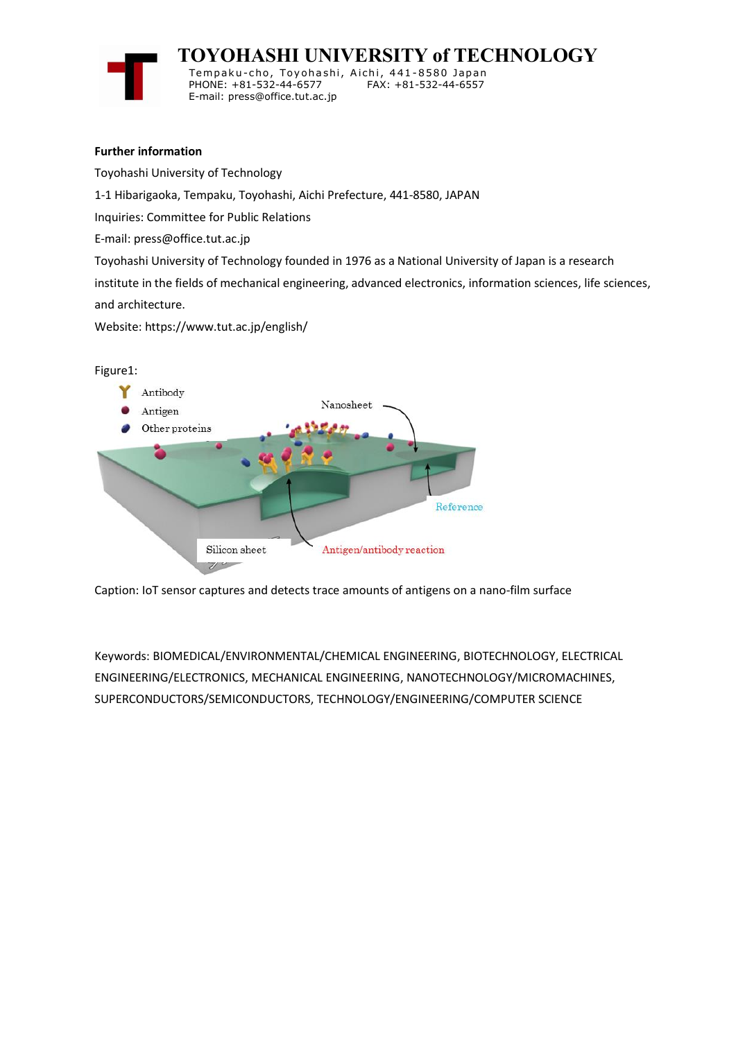**Further information**

Toyohashi University of Technology

1-1 Hibarigaoka, Tempaku, Toyohashi, Aichi Prefecture, 441-8580, JAPAN

Inquiries: Committee for Public Relations

E-mail: press@office.tut.ac.jp

Toyohashi University of Technology founded in 1976 as a National University of Japan is a research institute in the fields of mechanical engineering, advanced electronics, information sciences, life sciences, and architecture.

Website: https://www.tut.ac.jp/english/

Figure1:

Antibody
Antigen
Other proteins
Nanosheet
Reference
Silicon sheet
Antigen/antibody reaction

Caption: IoT sensor captures and detects trace amounts of antigens on a nano-film surface

Keywords: BIOMEDICAL/ENVIRONMENTAL/CHEMICAL ENGINEERING, BIOTECHNOLOGY, ELECTRICAL ENGINEERING/ELECTRONICS, MECHANICAL ENGINEERING, NANOTECHNOLOGY/MICROMACHINES, SUPERCONDUCTORS/SEMICONDUCTORS, TECHNOLOGY/ENGINEERING/COMPUTER SCIENCE